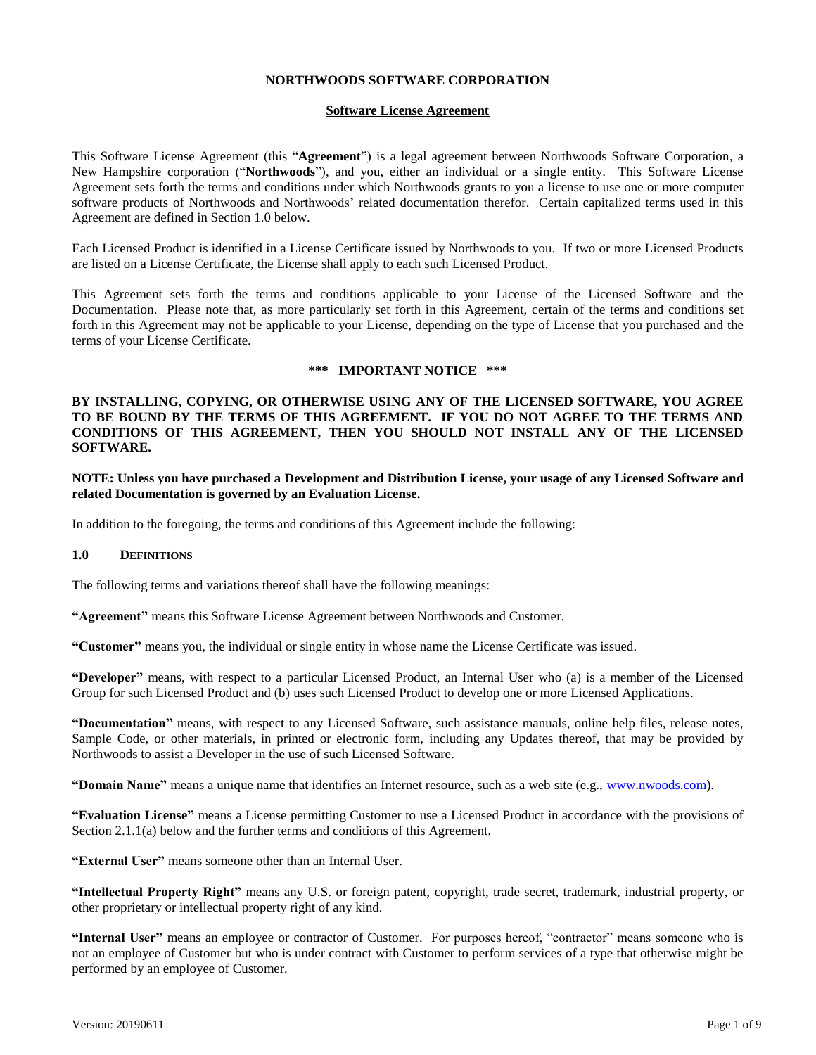# NORTHWOODS SOFTWARE CORPORATION

## Software License Agreement

This Software License Agreement (this "**Agreement**") is a legal agreement between Northwoods Software Corporation, a New Hampshire corporation ("**Northwoods**"), and you, either an individual or a single entity. This Software License Agreement sets forth the terms and conditions under which Northwoods grants to you a license to use one or more computer software products of Northwoods and Northwoods' related documentation therefor. Certain capitalized terms used in this Agreement are defined in Section 1.0 below.

Each Licensed Product is identified in a License Certificate issued by Northwoods to you. If two or more Licensed Products are listed on a License Certificate, the License shall apply to each such Licensed Product.

This Agreement sets forth the terms and conditions applicable to your License of the Licensed Software and the Documentation. Please note that, as more particularly set forth in this Agreement, certain of the terms and conditions set forth in this Agreement may not be applicable to your License, depending on the type of License that you purchased and the terms of your License Certificate.

**\*\*\* IMPORTANT NOTICE \*\*\***

**BY INSTALLING, COPYING, OR OTHERWISE USING ANY OF THE LICENSED SOFTWARE, YOU AGREE TO BE BOUND BY THE TERMS OF THIS AGREEMENT. IF YOU DO NOT AGREE TO THE TERMS AND CONDITIONS OF THIS AGREEMENT, THEN YOU SHOULD NOT INSTALL ANY OF THE LICENSED SOFTWARE.**

**NOTE: Unless you have purchased a Development and Distribution License, your usage of any Licensed Software and related Documentation is governed by an Evaluation License.**

In addition to the foregoing, the terms and conditions of this Agreement include the following:

### 1.0 DEFINITIONS

The following terms and variations thereof shall have the following meanings:

**"Agreement"** means this Software License Agreement between Northwoods and Customer.

**"Customer"** means you, the individual or single entity in whose name the License Certificate was issued.

**"Developer"** means, with respect to a particular Licensed Product, an Internal User who (a) is a member of the Licensed Group for such Licensed Product and (b) uses such Licensed Product to develop one or more Licensed Applications.

**"Documentation"** means, with respect to any Licensed Software, such assistance manuals, online help files, release notes, Sample Code, or other materials, in printed or electronic form, including any Updates thereof, that may be provided by Northwoods to assist a Developer in the use of such Licensed Software.

**"Domain Name"** means a unique name that identifies an Internet resource, such as a web site (e.g., www.nwoods.com).

**"Evaluation License"** means a License permitting Customer to use a Licensed Product in accordance with the provisions of Section 2.1.1(a) below and the further terms and conditions of this Agreement.

**"External User"** means someone other than an Internal User.

**"Intellectual Property Right"** means any U.S. or foreign patent, copyright, trade secret, trademark, industrial property, or other proprietary or intellectual property right of any kind.

**"Internal User"** means an employee or contractor of Customer. For purposes hereof, "contractor" means someone who is not an employee of Customer but who is under contract with Customer to perform services of a type that otherwise might be performed by an employee of Customer.

Version: 20190611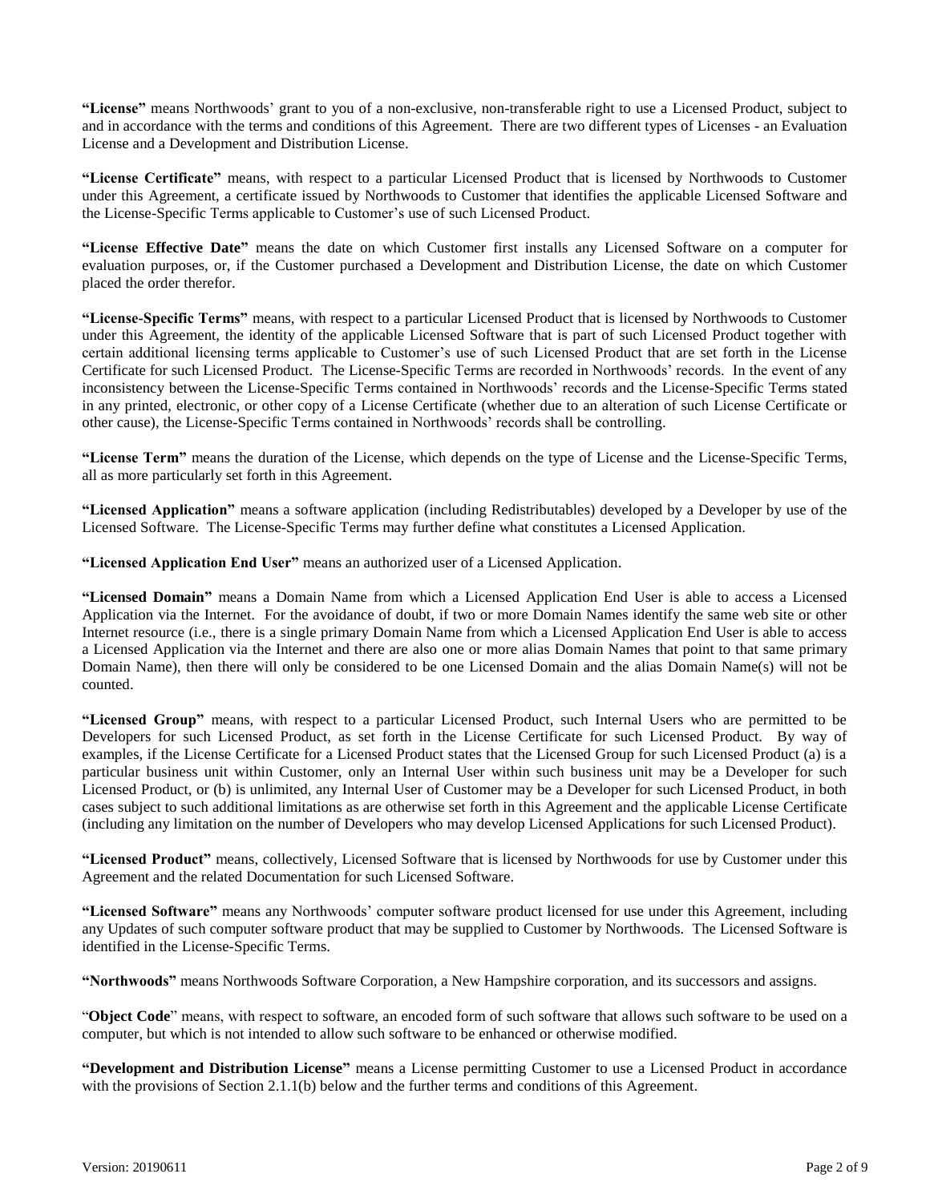**"License"** means Northwoods' grant to you of a non-exclusive, non-transferable right to use a Licensed Product, subject to and in accordance with the terms and conditions of this Agreement. There are two different types of Licenses - an Evaluation License and a Development and Distribution License.

**"License Certificate"** means, with respect to a particular Licensed Product that is licensed by Northwoods to Customer under this Agreement, a certificate issued by Northwoods to Customer that identifies the applicable Licensed Software and the License-Specific Terms applicable to Customer's use of such Licensed Product.

**"License Effective Date"** means the date on which Customer first installs any Licensed Software on a computer for evaluation purposes, or, if the Customer purchased a Development and Distribution License, the date on which Customer placed the order therefor.

**"License-Specific Terms"** means, with respect to a particular Licensed Product that is licensed by Northwoods to Customer under this Agreement, the identity of the applicable Licensed Software that is part of such Licensed Product together with certain additional licensing terms applicable to Customer's use of such Licensed Product that are set forth in the License Certificate for such Licensed Product. The License-Specific Terms are recorded in Northwoods' records. In the event of any inconsistency between the License-Specific Terms contained in Northwoods' records and the License-Specific Terms stated in any printed, electronic, or other copy of a License Certificate (whether due to an alteration of such License Certificate or other cause), the License-Specific Terms contained in Northwoods' records shall be controlling.

**"License Term"** means the duration of the License, which depends on the type of License and the License-Specific Terms, all as more particularly set forth in this Agreement.

**"Licensed Application"** means a software application (including Redistributables) developed by a Developer by use of the Licensed Software. The License-Specific Terms may further define what constitutes a Licensed Application.

**"Licensed Application End User"** means an authorized user of a Licensed Application.

**"Licensed Domain"** means a Domain Name from which a Licensed Application End User is able to access a Licensed Application via the Internet. For the avoidance of doubt, if two or more Domain Names identify the same web site or other Internet resource (i.e., there is a single primary Domain Name from which a Licensed Application End User is able to access a Licensed Application via the Internet and there are also one or more alias Domain Names that point to that same primary Domain Name), then there will only be considered to be one Licensed Domain and the alias Domain Name(s) will not be counted.

**"Licensed Group"** means, with respect to a particular Licensed Product, such Internal Users who are permitted to be Developers for such Licensed Product, as set forth in the License Certificate for such Licensed Product. By way of examples, if the License Certificate for a Licensed Product states that the Licensed Group for such Licensed Product (a) is a particular business unit within Customer, only an Internal User within such business unit may be a Developer for such Licensed Product, or (b) is unlimited, any Internal User of Customer may be a Developer for such Licensed Product, in both cases subject to such additional limitations as are otherwise set forth in this Agreement and the applicable License Certificate (including any limitation on the number of Developers who may develop Licensed Applications for such Licensed Product).

**"Licensed Product"** means, collectively, Licensed Software that is licensed by Northwoods for use by Customer under this Agreement and the related Documentation for such Licensed Software.

**"Licensed Software"** means any Northwoods' computer software product licensed for use under this Agreement, including any Updates of such computer software product that may be supplied to Customer by Northwoods. The Licensed Software is identified in the License-Specific Terms.

**"Northwoods"** means Northwoods Software Corporation, a New Hampshire corporation, and its successors and assigns.

"**Object Code**" means, with respect to software, an encoded form of such software that allows such software to be used on a computer, but which is not intended to allow such software to be enhanced or otherwise modified.

**"Development and Distribution License"** means a License permitting Customer to use a Licensed Product in accordance with the provisions of Section 2.1.1(b) below and the further terms and conditions of this Agreement.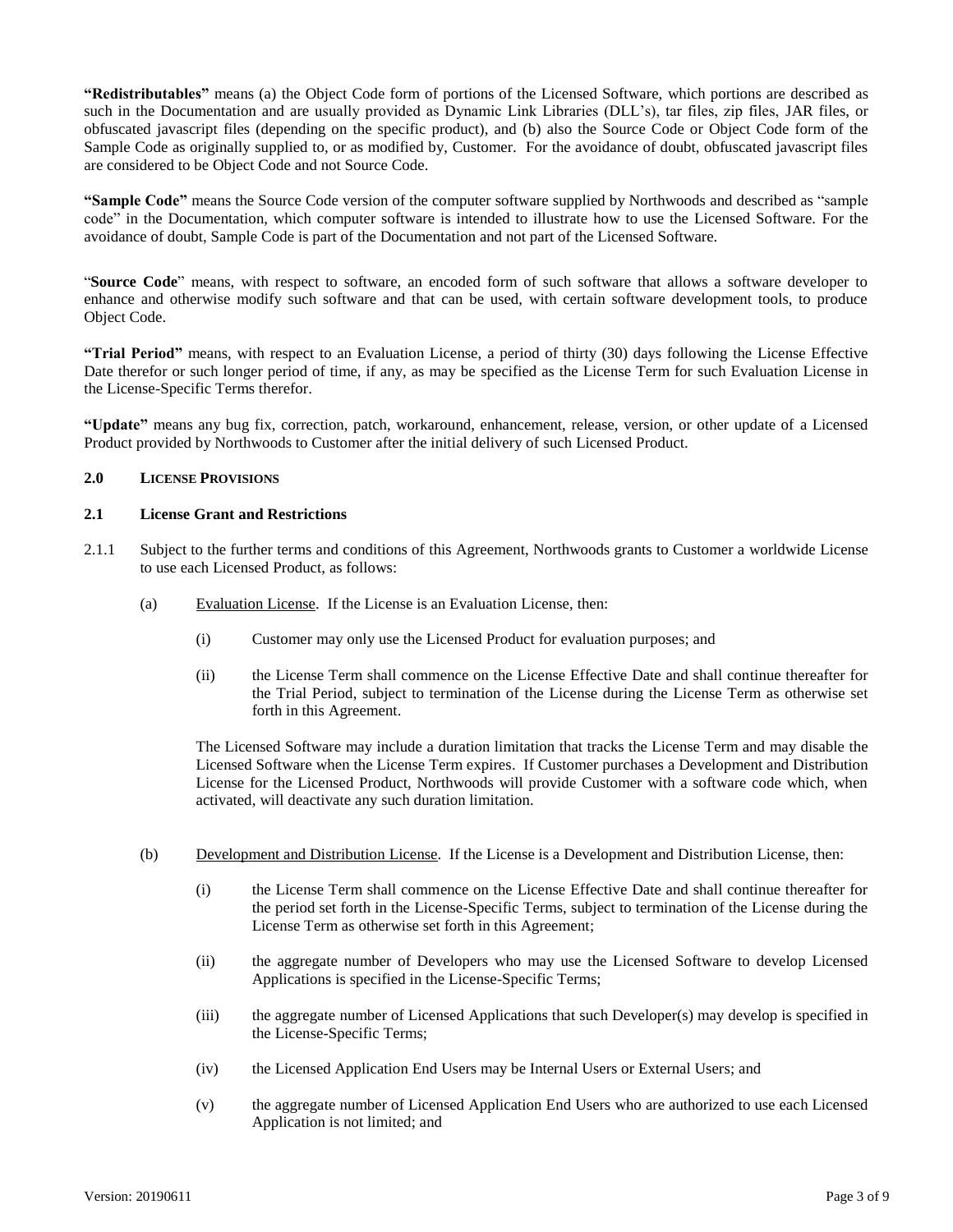**"Redistributables"** means (a) the Object Code form of portions of the Licensed Software, which portions are described as such in the Documentation and are usually provided as Dynamic Link Libraries (DLL's), tar files, zip files, JAR files, or obfuscated javascript files (depending on the specific product), and (b) also the Source Code or Object Code form of the Sample Code as originally supplied to, or as modified by, Customer. For the avoidance of doubt, obfuscated javascript files are considered to be Object Code and not Source Code.

**"Sample Code"** means the Source Code version of the computer software supplied by Northwoods and described as "sample code" in the Documentation, which computer software is intended to illustrate how to use the Licensed Software. For the avoidance of doubt, Sample Code is part of the Documentation and not part of the Licensed Software.

"**Source Code**" means, with respect to software, an encoded form of such software that allows a software developer to enhance and otherwise modify such software and that can be used, with certain software development tools, to produce Object Code.

**"Trial Period"** means, with respect to an Evaluation License, a period of thirty (30) days following the License Effective Date therefor or such longer period of time, if any, as may be specified as the License Term for such Evaluation License in the License-Specific Terms therefor.

**"Update"** means any bug fix, correction, patch, workaround, enhancement, release, version, or other update of a Licensed Product provided by Northwoods to Customer after the initial delivery of such Licensed Product.

## 2.0 LICENSE PROVISIONS

### 2.1 License Grant and Restrictions

2.1.1 Subject to the further terms and conditions of this Agreement, Northwoods grants to Customer a worldwide License to use each Licensed Product, as follows:

(a) Evaluation License. If the License is an Evaluation License, then:

(i) Customer may only use the Licensed Product for evaluation purposes; and

(ii) the License Term shall commence on the License Effective Date and shall continue thereafter for the Trial Period, subject to termination of the License during the License Term as otherwise set forth in this Agreement.

The Licensed Software may include a duration limitation that tracks the License Term and may disable the Licensed Software when the License Term expires. If Customer purchases a Development and Distribution License for the Licensed Product, Northwoods will provide Customer with a software code which, when activated, will deactivate any such duration limitation.

(b) Development and Distribution License. If the License is a Development and Distribution License, then:

(i) the License Term shall commence on the License Effective Date and shall continue thereafter for the period set forth in the License-Specific Terms, subject to termination of the License during the License Term as otherwise set forth in this Agreement;

(ii) the aggregate number of Developers who may use the Licensed Software to develop Licensed Applications is specified in the License-Specific Terms;

(iii) the aggregate number of Licensed Applications that such Developer(s) may develop is specified in the License-Specific Terms;

(iv) the Licensed Application End Users may be Internal Users or External Users; and

(v) the aggregate number of Licensed Application End Users who are authorized to use each Licensed Application is not limited; and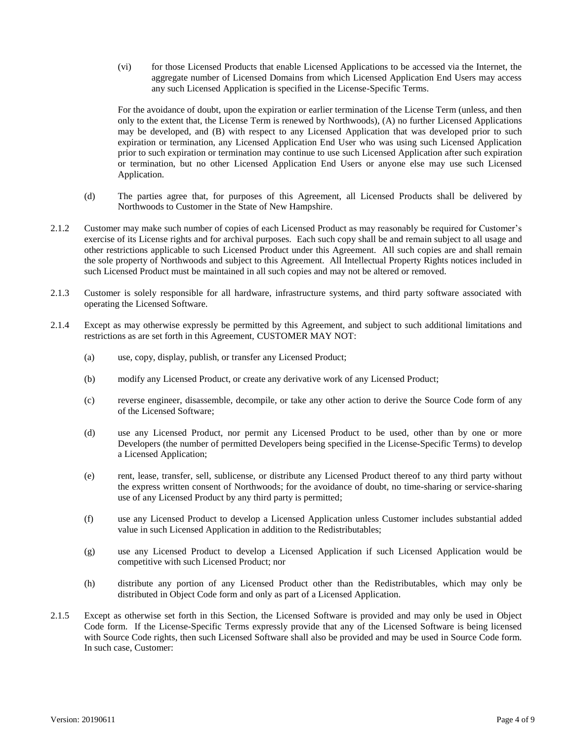(vi) for those Licensed Products that enable Licensed Applications to be accessed via the Internet, the aggregate number of Licensed Domains from which Licensed Application End Users may access any such Licensed Application is specified in the License-Specific Terms.

For the avoidance of doubt, upon the expiration or earlier termination of the License Term (unless, and then only to the extent that, the License Term is renewed by Northwoods), (A) no further Licensed Applications may be developed, and (B) with respect to any Licensed Application that was developed prior to such expiration or termination, any Licensed Application End User who was using such Licensed Application prior to such expiration or termination may continue to use such Licensed Application after such expiration or termination, but no other Licensed Application End Users or anyone else may use such Licensed Application.

(d) The parties agree that, for purposes of this Agreement, all Licensed Products shall be delivered by Northwoods to Customer in the State of New Hampshire.

2.1.2 Customer may make such number of copies of each Licensed Product as may reasonably be required for Customer's exercise of its License rights and for archival purposes. Each such copy shall be and remain subject to all usage and other restrictions applicable to such Licensed Product under this Agreement. All such copies are and shall remain the sole property of Northwoods and subject to this Agreement. All Intellectual Property Rights notices included in such Licensed Product must be maintained in all such copies and may not be altered or removed.

2.1.3 Customer is solely responsible for all hardware, infrastructure systems, and third party software associated with operating the Licensed Software.

2.1.4 Except as may otherwise expressly be permitted by this Agreement, and subject to such additional limitations and restrictions as are set forth in this Agreement, CUSTOMER MAY NOT:

(a) use, copy, display, publish, or transfer any Licensed Product;

(b) modify any Licensed Product, or create any derivative work of any Licensed Product;

(c) reverse engineer, disassemble, decompile, or take any other action to derive the Source Code form of any of the Licensed Software;

(d) use any Licensed Product, nor permit any Licensed Product to be used, other than by one or more Developers (the number of permitted Developers being specified in the License-Specific Terms) to develop a Licensed Application;

(e) rent, lease, transfer, sell, sublicense, or distribute any Licensed Product thereof to any third party without the express written consent of Northwoods; for the avoidance of doubt, no time-sharing or service-sharing use of any Licensed Product by any third party is permitted;

(f) use any Licensed Product to develop a Licensed Application unless Customer includes substantial added value in such Licensed Application in addition to the Redistributables;

(g) use any Licensed Product to develop a Licensed Application if such Licensed Application would be competitive with such Licensed Product; nor

(h) distribute any portion of any Licensed Product other than the Redistributables, which may only be distributed in Object Code form and only as part of a Licensed Application.

2.1.5 Except as otherwise set forth in this Section, the Licensed Software is provided and may only be used in Object Code form. If the License-Specific Terms expressly provide that any of the Licensed Software is being licensed with Source Code rights, then such Licensed Software shall also be provided and may be used in Source Code form. In such case, Customer: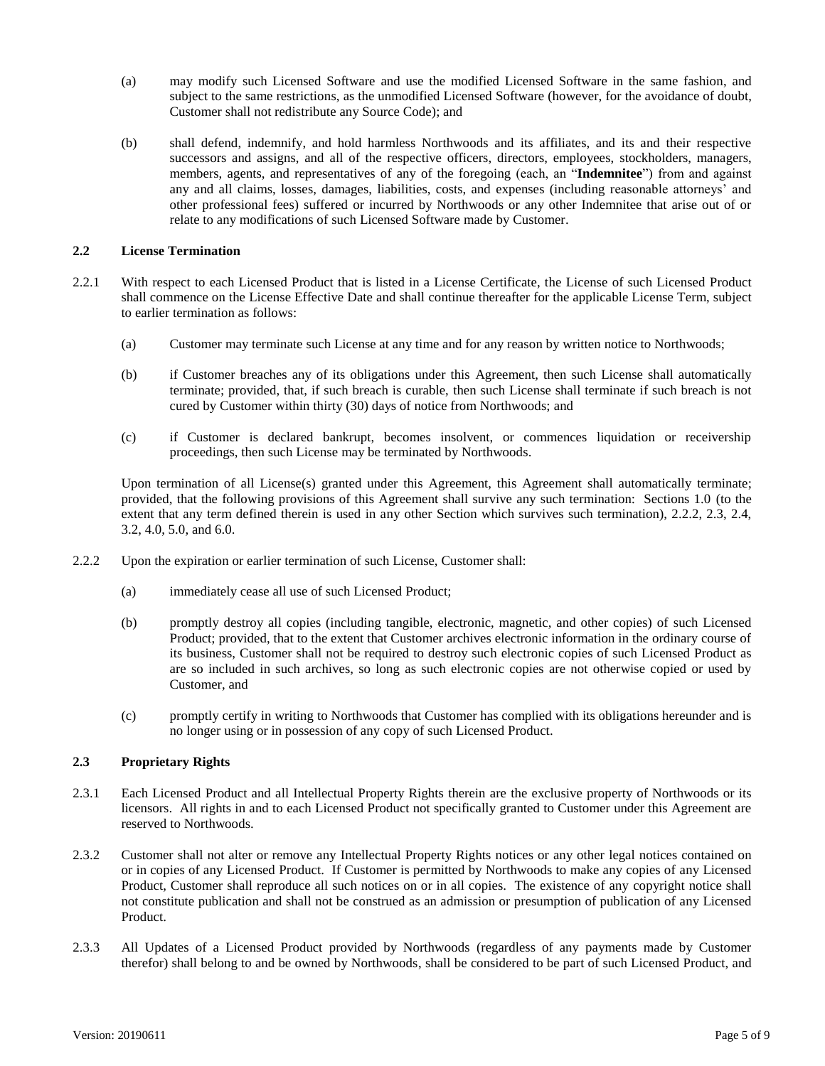(a) may modify such Licensed Software and use the modified Licensed Software in the same fashion, and subject to the same restrictions, as the unmodified Licensed Software (however, for the avoidance of doubt, Customer shall not redistribute any Source Code); and

(b) shall defend, indemnify, and hold harmless Northwoods and its affiliates, and its and their respective successors and assigns, and all of the respective officers, directors, employees, stockholders, managers, members, agents, and representatives of any of the foregoing (each, an "**Indemnitee**") from and against any and all claims, losses, damages, liabilities, costs, and expenses (including reasonable attorneys' and other professional fees) suffered or incurred by Northwoods or any other Indemnitee that arise out of or relate to any modifications of such Licensed Software made by Customer.

### 2.2 License Termination

2.2.1 With respect to each Licensed Product that is listed in a License Certificate, the License of such Licensed Product shall commence on the License Effective Date and shall continue thereafter for the applicable License Term, subject to earlier termination as follows:

(a) Customer may terminate such License at any time and for any reason by written notice to Northwoods;

(b) if Customer breaches any of its obligations under this Agreement, then such License shall automatically terminate; provided, that, if such breach is curable, then such License shall terminate if such breach is not cured by Customer within thirty (30) days of notice from Northwoods; and

(c) if Customer is declared bankrupt, becomes insolvent, or commences liquidation or receivership proceedings, then such License may be terminated by Northwoods.

Upon termination of all License(s) granted under this Agreement, this Agreement shall automatically terminate; provided, that the following provisions of this Agreement shall survive any such termination: Sections 1.0 (to the extent that any term defined therein is used in any other Section which survives such termination), 2.2.2, 2.3, 2.4, 3.2, 4.0, 5.0, and 6.0.

2.2.2 Upon the expiration or earlier termination of such License, Customer shall:

(a) immediately cease all use of such Licensed Product;

(b) promptly destroy all copies (including tangible, electronic, magnetic, and other copies) of such Licensed Product; provided, that to the extent that Customer archives electronic information in the ordinary course of its business, Customer shall not be required to destroy such electronic copies of such Licensed Product as are so included in such archives, so long as such electronic copies are not otherwise copied or used by Customer, and

(c) promptly certify in writing to Northwoods that Customer has complied with its obligations hereunder and is no longer using or in possession of any copy of such Licensed Product.

### 2.3 Proprietary Rights

2.3.1 Each Licensed Product and all Intellectual Property Rights therein are the exclusive property of Northwoods or its licensors. All rights in and to each Licensed Product not specifically granted to Customer under this Agreement are reserved to Northwoods.

2.3.2 Customer shall not alter or remove any Intellectual Property Rights notices or any other legal notices contained on or in copies of any Licensed Product. If Customer is permitted by Northwoods to make any copies of any Licensed Product, Customer shall reproduce all such notices on or in all copies. The existence of any copyright notice shall not constitute publication and shall not be construed as an admission or presumption of publication of any Licensed Product.

2.3.3 All Updates of a Licensed Product provided by Northwoods (regardless of any payments made by Customer therefor) shall belong to and be owned by Northwoods, shall be considered to be part of such Licensed Product, and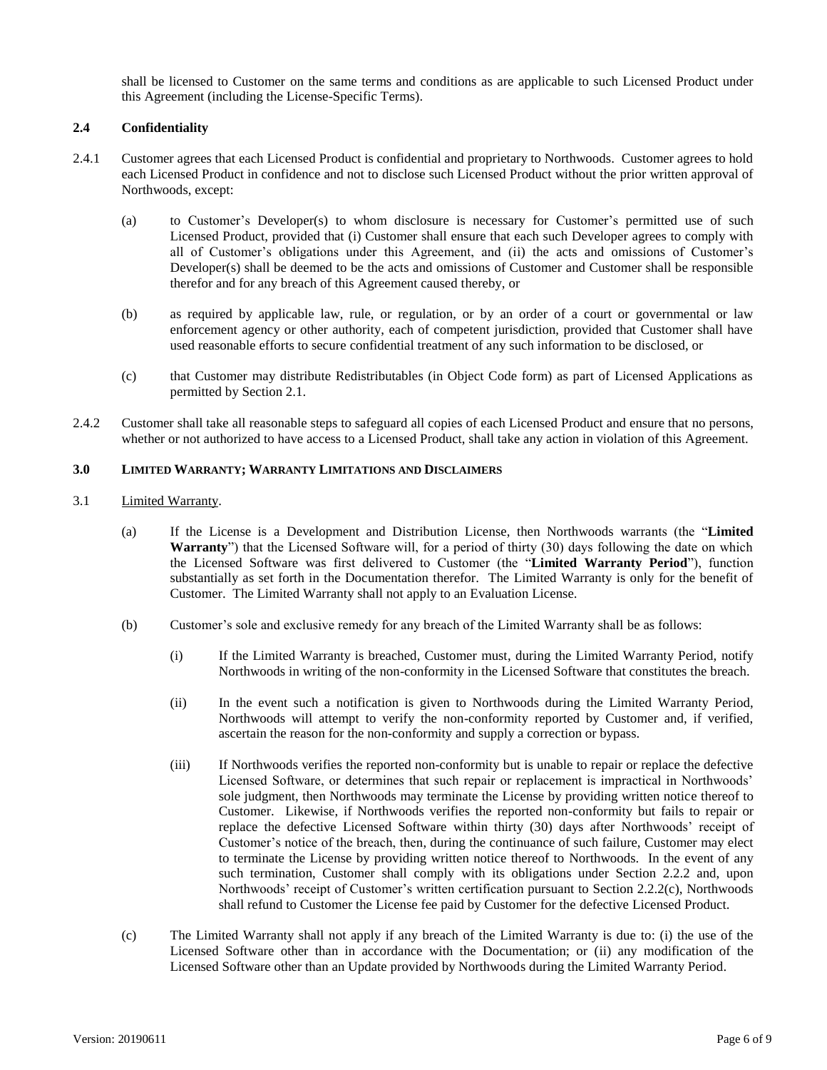shall be licensed to Customer on the same terms and conditions as are applicable to such Licensed Product under this Agreement (including the License-Specific Terms).

### 2.4 Confidentiality

2.4.1 Customer agrees that each Licensed Product is confidential and proprietary to Northwoods. Customer agrees to hold each Licensed Product in confidence and not to disclose such Licensed Product without the prior written approval of Northwoods, except:

(a) to Customer's Developer(s) to whom disclosure is necessary for Customer's permitted use of such Licensed Product, provided that (i) Customer shall ensure that each such Developer agrees to comply with all of Customer's obligations under this Agreement, and (ii) the acts and omissions of Customer's Developer(s) shall be deemed to be the acts and omissions of Customer and Customer shall be responsible therefor and for any breach of this Agreement caused thereby, or

(b) as required by applicable law, rule, or regulation, or by an order of a court or governmental or law enforcement agency or other authority, each of competent jurisdiction, provided that Customer shall have used reasonable efforts to secure confidential treatment of any such information to be disclosed, or

(c) that Customer may distribute Redistributables (in Object Code form) as part of Licensed Applications as permitted by Section 2.1.

2.4.2 Customer shall take all reasonable steps to safeguard all copies of each Licensed Product and ensure that no persons, whether or not authorized to have access to a Licensed Product, shall take any action in violation of this Agreement.

### 3.0 LIMITED WARRANTY; WARRANTY LIMITATIONS AND DISCLAIMERS

3.1 Limited Warranty.

(a) If the License is a Development and Distribution License, then Northwoods warrants (the "**Limited Warranty**") that the Licensed Software will, for a period of thirty (30) days following the date on which the Licensed Software was first delivered to Customer (the "**Limited Warranty Period**"), function substantially as set forth in the Documentation therefor. The Limited Warranty is only for the benefit of Customer. The Limited Warranty shall not apply to an Evaluation License.

(b) Customer's sole and exclusive remedy for any breach of the Limited Warranty shall be as follows:

(i) If the Limited Warranty is breached, Customer must, during the Limited Warranty Period, notify Northwoods in writing of the non-conformity in the Licensed Software that constitutes the breach.

(ii) In the event such a notification is given to Northwoods during the Limited Warranty Period, Northwoods will attempt to verify the non-conformity reported by Customer and, if verified, ascertain the reason for the non-conformity and supply a correction or bypass.

(iii) If Northwoods verifies the reported non-conformity but is unable to repair or replace the defective Licensed Software, or determines that such repair or replacement is impractical in Northwoods' sole judgment, then Northwoods may terminate the License by providing written notice thereof to Customer. Likewise, if Northwoods verifies the reported non-conformity but fails to repair or replace the defective Licensed Software within thirty (30) days after Northwoods' receipt of Customer's notice of the breach, then, during the continuance of such failure, Customer may elect to terminate the License by providing written notice thereof to Northwoods. In the event of any such termination, Customer shall comply with its obligations under Section 2.2.2 and, upon Northwoods' receipt of Customer's written certification pursuant to Section 2.2.2(c), Northwoods shall refund to Customer the License fee paid by Customer for the defective Licensed Product.

(c) The Limited Warranty shall not apply if any breach of the Limited Warranty is due to: (i) the use of the Licensed Software other than in accordance with the Documentation; or (ii) any modification of the Licensed Software other than an Update provided by Northwoods during the Limited Warranty Period.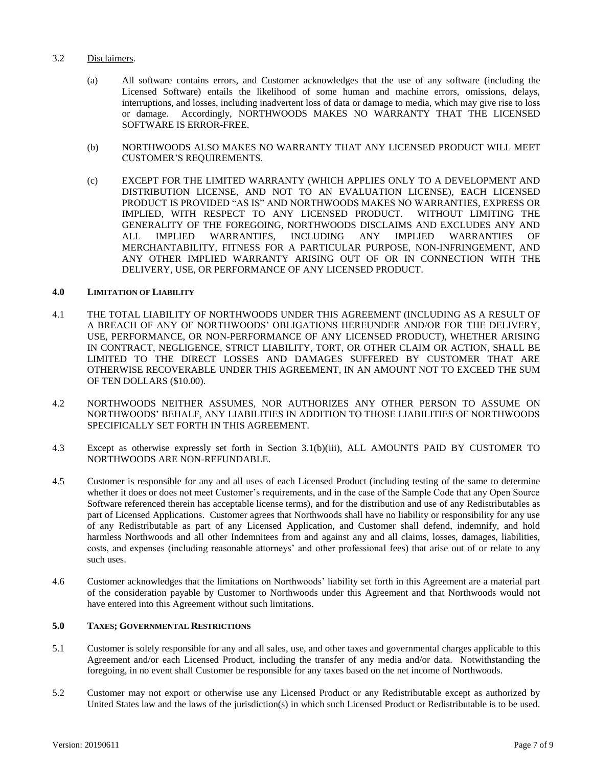3.2 Disclaimers.

(a) All software contains errors, and Customer acknowledges that the use of any software (including the Licensed Software) entails the likelihood of some human and machine errors, omissions, delays, interruptions, and losses, including inadvertent loss of data or damage to media, which may give rise to loss or damage. Accordingly, NORTHWOODS MAKES NO WARRANTY THAT THE LICENSED SOFTWARE IS ERROR-FREE.

(b) NORTHWOODS ALSO MAKES NO WARRANTY THAT ANY LICENSED PRODUCT WILL MEET CUSTOMER'S REQUIREMENTS.

(c) EXCEPT FOR THE LIMITED WARRANTY (WHICH APPLIES ONLY TO A DEVELOPMENT AND DISTRIBUTION LICENSE, AND NOT TO AN EVALUATION LICENSE), EACH LICENSED PRODUCT IS PROVIDED "AS IS" AND NORTHWOODS MAKES NO WARRANTIES, EXPRESS OR IMPLIED, WITH RESPECT TO ANY LICENSED PRODUCT. WITHOUT LIMITING THE GENERALITY OF THE FOREGOING, NORTHWOODS DISCLAIMS AND EXCLUDES ANY AND ALL IMPLIED WARRANTIES, INCLUDING ANY IMPLIED WARRANTIES OF MERCHANTABILITY, FITNESS FOR A PARTICULAR PURPOSE, NON-INFRINGEMENT, AND ANY OTHER IMPLIED WARRANTY ARISING OUT OF OR IN CONNECTION WITH THE DELIVERY, USE, OR PERFORMANCE OF ANY LICENSED PRODUCT.

## 4.0 LIMITATION OF LIABILITY

4.1 THE TOTAL LIABILITY OF NORTHWOODS UNDER THIS AGREEMENT (INCLUDING AS A RESULT OF A BREACH OF ANY OF NORTHWOODS' OBLIGATIONS HEREUNDER AND/OR FOR THE DELIVERY, USE, PERFORMANCE, OR NON-PERFORMANCE OF ANY LICENSED PRODUCT), WHETHER ARISING IN CONTRACT, NEGLIGENCE, STRICT LIABILITY, TORT, OR OTHER CLAIM OR ACTION, SHALL BE LIMITED TO THE DIRECT LOSSES AND DAMAGES SUFFERED BY CUSTOMER THAT ARE OTHERWISE RECOVERABLE UNDER THIS AGREEMENT, IN AN AMOUNT NOT TO EXCEED THE SUM OF TEN DOLLARS ($10.00).

4.2 NORTHWOODS NEITHER ASSUMES, NOR AUTHORIZES ANY OTHER PERSON TO ASSUME ON NORTHWOODS' BEHALF, ANY LIABILITIES IN ADDITION TO THOSE LIABILITIES OF NORTHWOODS SPECIFICALLY SET FORTH IN THIS AGREEMENT.

4.3 Except as otherwise expressly set forth in Section 3.1(b)(iii), ALL AMOUNTS PAID BY CUSTOMER TO NORTHWOODS ARE NON-REFUNDABLE.

4.5 Customer is responsible for any and all uses of each Licensed Product (including testing of the same to determine whether it does or does not meet Customer's requirements, and in the case of the Sample Code that any Open Source Software referenced therein has acceptable license terms), and for the distribution and use of any Redistributables as part of Licensed Applications. Customer agrees that Northwoods shall have no liability or responsibility for any use of any Redistributable as part of any Licensed Application, and Customer shall defend, indemnify, and hold harmless Northwoods and all other Indemnitees from and against any and all claims, losses, damages, liabilities, costs, and expenses (including reasonable attorneys' and other professional fees) that arise out of or relate to any such uses.

4.6 Customer acknowledges that the limitations on Northwoods' liability set forth in this Agreement are a material part of the consideration payable by Customer to Northwoods under this Agreement and that Northwoods would not have entered into this Agreement without such limitations.

## 5.0 TAXES; GOVERNMENTAL RESTRICTIONS

5.1 Customer is solely responsible for any and all sales, use, and other taxes and governmental charges applicable to this Agreement and/or each Licensed Product, including the transfer of any media and/or data. Notwithstanding the foregoing, in no event shall Customer be responsible for any taxes based on the net income of Northwoods.

5.2 Customer may not export or otherwise use any Licensed Product or any Redistributable except as authorized by United States law and the laws of the jurisdiction(s) in which such Licensed Product or Redistributable is to be used.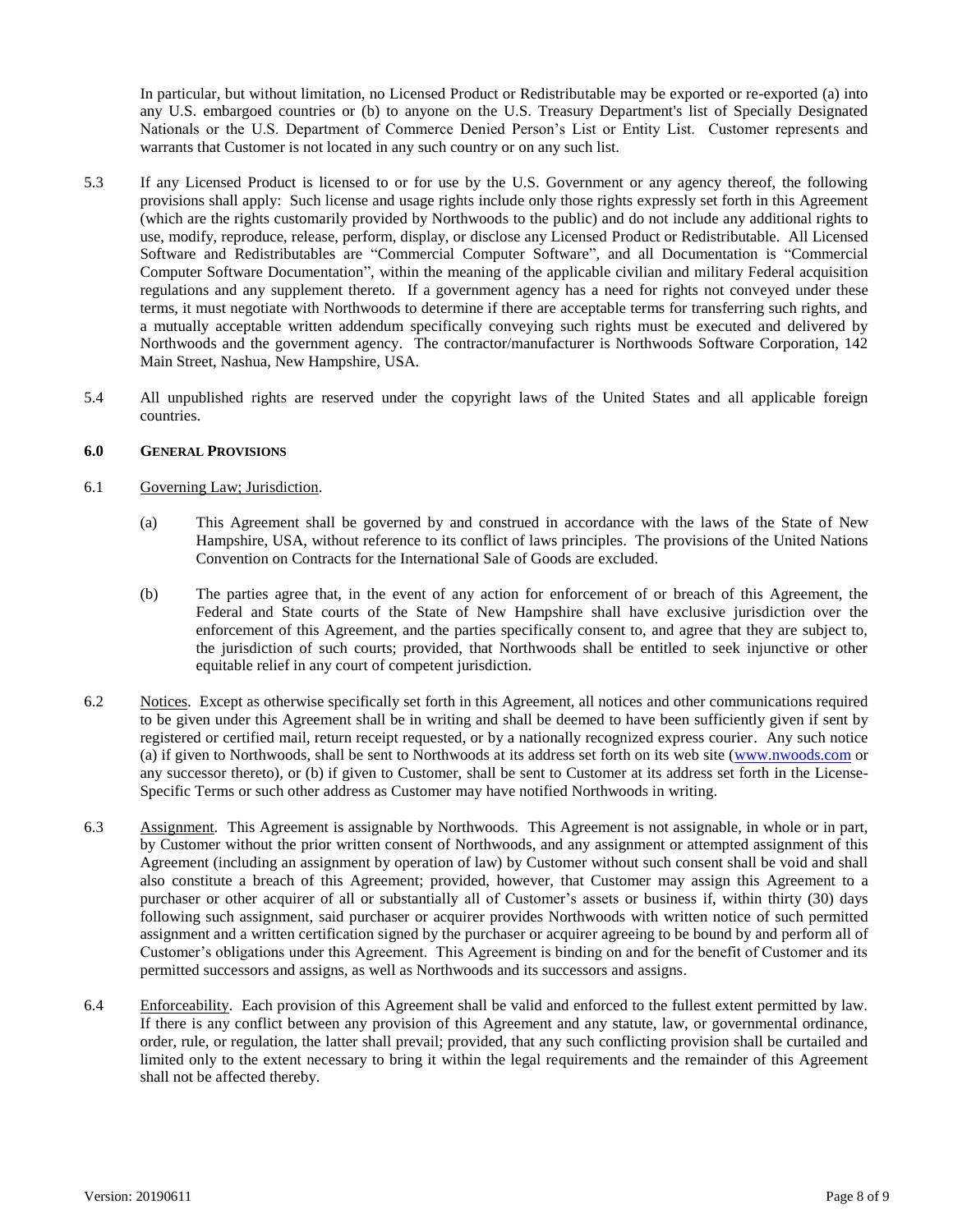In particular, but without limitation, no Licensed Product or Redistributable may be exported or re-exported (a) into any U.S. embargoed countries or (b) to anyone on the U.S. Treasury Department's list of Specially Designated Nationals or the U.S. Department of Commerce Denied Person's List or Entity List. Customer represents and warrants that Customer is not located in any such country or on any such list.

5.3 If any Licensed Product is licensed to or for use by the U.S. Government or any agency thereof, the following provisions shall apply: Such license and usage rights include only those rights expressly set forth in this Agreement (which are the rights customarily provided by Northwoods to the public) and do not include any additional rights to use, modify, reproduce, release, perform, display, or disclose any Licensed Product or Redistributable. All Licensed Software and Redistributables are "Commercial Computer Software", and all Documentation is "Commercial Computer Software Documentation", within the meaning of the applicable civilian and military Federal acquisition regulations and any supplement thereto. If a government agency has a need for rights not conveyed under these terms, it must negotiate with Northwoods to determine if there are acceptable terms for transferring such rights, and a mutually acceptable written addendum specifically conveying such rights must be executed and delivered by Northwoods and the government agency. The contractor/manufacturer is Northwoods Software Corporation, 142 Main Street, Nashua, New Hampshire, USA.

5.4 All unpublished rights are reserved under the copyright laws of the United States and all applicable foreign countries.

## 6.0 GENERAL PROVISIONS

6.1 Governing Law; Jurisdiction.

(a) This Agreement shall be governed by and construed in accordance with the laws of the State of New Hampshire, USA, without reference to its conflict of laws principles. The provisions of the United Nations Convention on Contracts for the International Sale of Goods are excluded.

(b) The parties agree that, in the event of any action for enforcement of or breach of this Agreement, the Federal and State courts of the State of New Hampshire shall have exclusive jurisdiction over the enforcement of this Agreement, and the parties specifically consent to, and agree that they are subject to, the jurisdiction of such courts; provided, that Northwoods shall be entitled to seek injunctive or other equitable relief in any court of competent jurisdiction.

6.2 Notices. Except as otherwise specifically set forth in this Agreement, all notices and other communications required to be given under this Agreement shall be in writing and shall be deemed to have been sufficiently given if sent by registered or certified mail, return receipt requested, or by a nationally recognized express courier. Any such notice (a) if given to Northwoods, shall be sent to Northwoods at its address set forth on its web site (www.nwoods.com or any successor thereto), or (b) if given to Customer, shall be sent to Customer at its address set forth in the License-Specific Terms or such other address as Customer may have notified Northwoods in writing.

6.3 Assignment. This Agreement is assignable by Northwoods. This Agreement is not assignable, in whole or in part, by Customer without the prior written consent of Northwoods, and any assignment or attempted assignment of this Agreement (including an assignment by operation of law) by Customer without such consent shall be void and shall also constitute a breach of this Agreement; provided, however, that Customer may assign this Agreement to a purchaser or other acquirer of all or substantially all of Customer's assets or business if, within thirty (30) days following such assignment, said purchaser or acquirer provides Northwoods with written notice of such permitted assignment and a written certification signed by the purchaser or acquirer agreeing to be bound by and perform all of Customer's obligations under this Agreement. This Agreement is binding on and for the benefit of Customer and its permitted successors and assigns, as well as Northwoods and its successors and assigns.

6.4 Enforceability. Each provision of this Agreement shall be valid and enforced to the fullest extent permitted by law. If there is any conflict between any provision of this Agreement and any statute, law, or governmental ordinance, order, rule, or regulation, the latter shall prevail; provided, that any such conflicting provision shall be curtailed and limited only to the extent necessary to bring it within the legal requirements and the remainder of this Agreement shall not be affected thereby.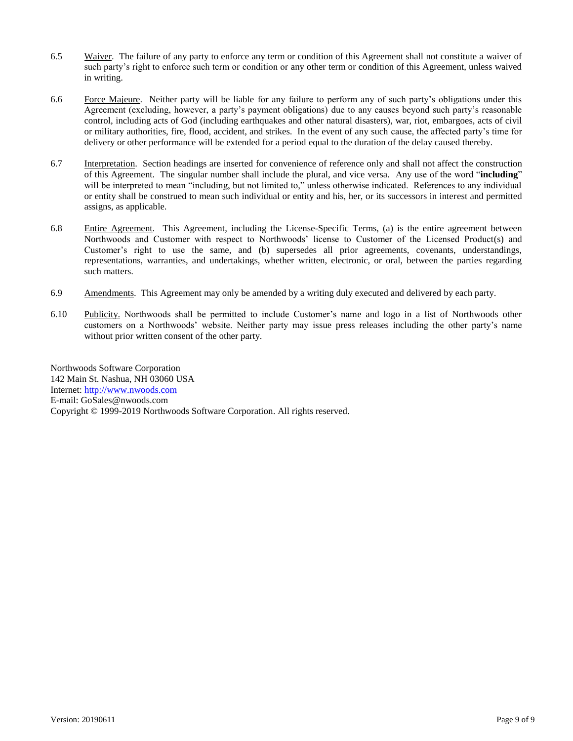6.5 Waiver. The failure of any party to enforce any term or condition of this Agreement shall not constitute a waiver of such party's right to enforce such term or condition or any other term or condition of this Agreement, unless waived in writing.

6.6 Force Majeure. Neither party will be liable for any failure to perform any of such party's obligations under this Agreement (excluding, however, a party's payment obligations) due to any causes beyond such party's reasonable control, including acts of God (including earthquakes and other natural disasters), war, riot, embargoes, acts of civil or military authorities, fire, flood, accident, and strikes. In the event of any such cause, the affected party's time for delivery or other performance will be extended for a period equal to the duration of the delay caused thereby.

6.7 Interpretation. Section headings are inserted for convenience of reference only and shall not affect the construction of this Agreement. The singular number shall include the plural, and vice versa. Any use of the word "**including**" will be interpreted to mean "including, but not limited to," unless otherwise indicated. References to any individual or entity shall be construed to mean such individual or entity and his, her, or its successors in interest and permitted assigns, as applicable.

6.8 Entire Agreement. This Agreement, including the License-Specific Terms, (a) is the entire agreement between Northwoods and Customer with respect to Northwoods' license to Customer of the Licensed Product(s) and Customer's right to use the same, and (b) supersedes all prior agreements, covenants, understandings, representations, warranties, and undertakings, whether written, electronic, or oral, between the parties regarding such matters.

6.9 Amendments. This Agreement may only be amended by a writing duly executed and delivered by each party.

6.10 Publicity. Northwoods shall be permitted to include Customer's name and logo in a list of Northwoods other customers on a Northwoods' website. Neither party may issue press releases including the other party's name without prior written consent of the other party.

Northwoods Software Corporation
142 Main St. Nashua, NH 03060 USA
Internet: [http://www.nwoods.com](http://www.nwoods.com)
E-mail: GoSales@nwoods.com
Copyright © 1999-2019 Northwoods Software Corporation. All rights reserved.